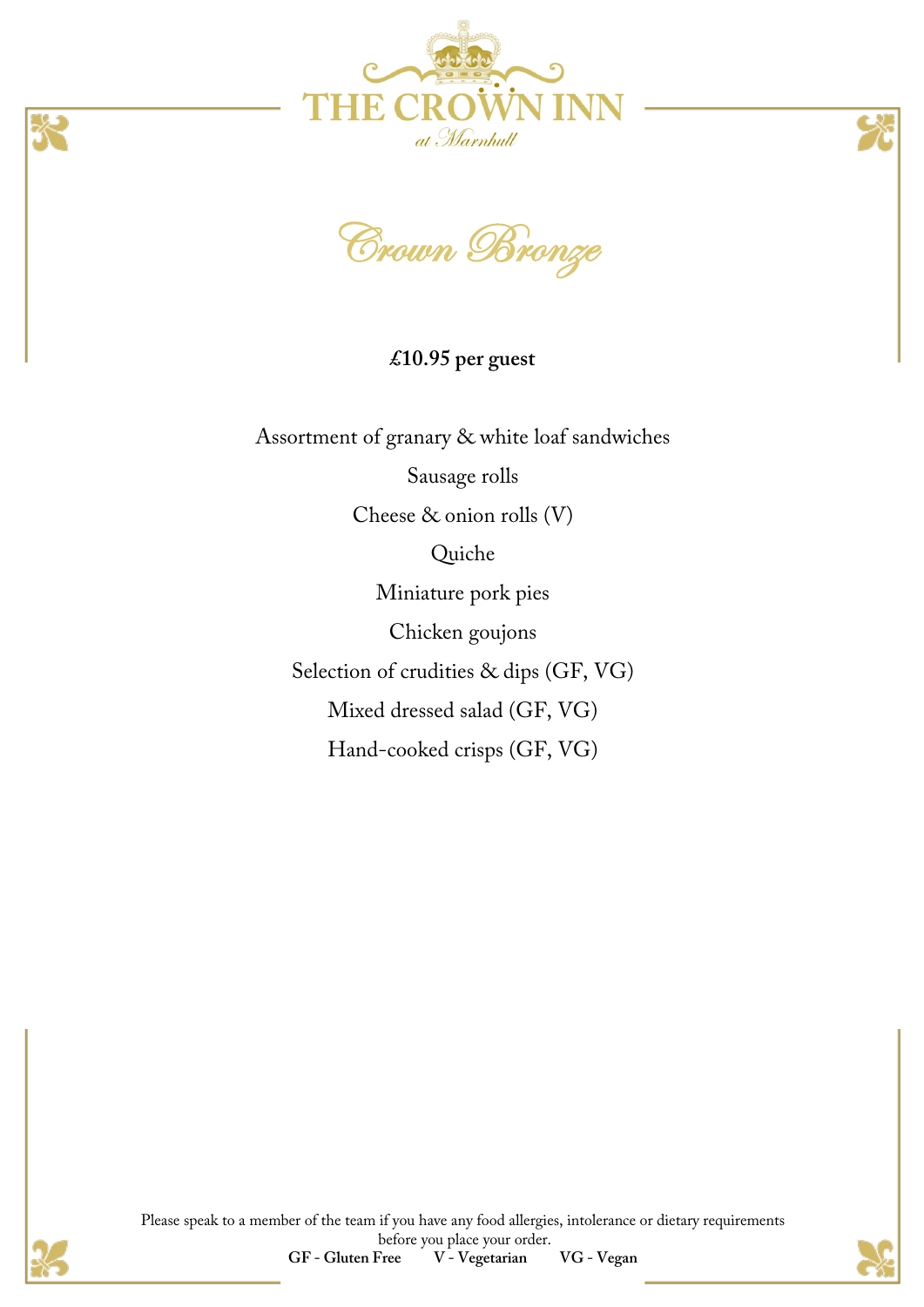# THE CROWN INN

*at Marnhull*

## *Crown Bronze*

**£10.95 per guest**

Assortment of granary & white loaf sandwiches

Sausage rolls

Cheese & onion rolls (V)

Quiche

Miniature pork pies

Chicken goujons

Selection of crudities & dips (GF, VG)

Mixed dressed salad (GF, VG)

Hand-cooked crisps (GF, VG)

Please speak to a member of the team if you have any food allergies, intolerance or dietary requirements before you place your order.

**GF - Gluten Free** **V - Vegetarian** **VG - Vegan**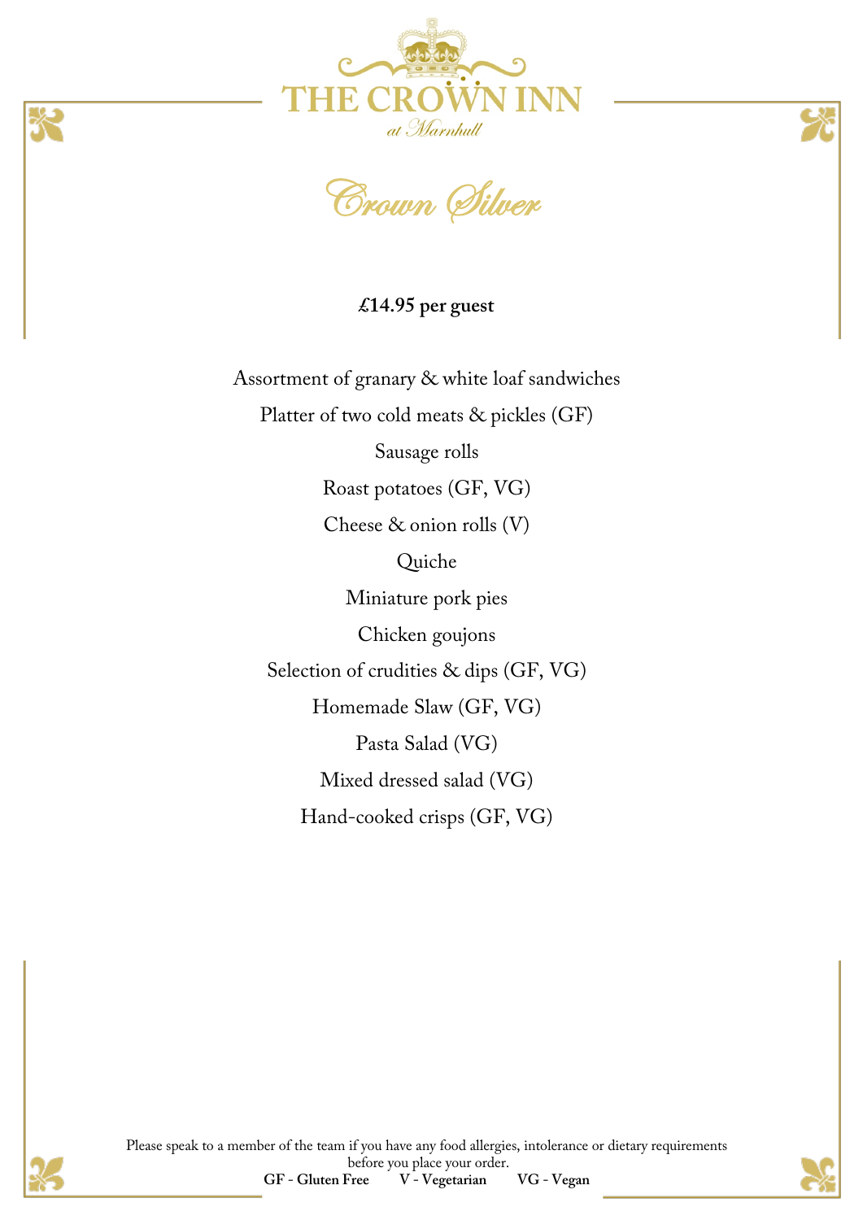# THE CROWN INN

*at Marnhull*

## *Crown Silver*

**£14.95 per guest**

Assortment of granary & white loaf sandwiches

Platter of two cold meats & pickles (GF)

Sausage rolls

Roast potatoes (GF, VG)

Cheese & onion rolls (V)

Quiche

Miniature pork pies

Chicken goujons

Selection of crudities & dips (GF, VG)

Homemade Slaw (GF, VG)

Pasta Salad (VG)

Mixed dressed salad (VG)

Hand-cooked crisps (GF, VG)

Please speak to a member of the team if you have any food allergies, intolerance or dietary requirements before you place your order.

**GF - Gluten Free** **V - Vegetarian** **VG - Vegan**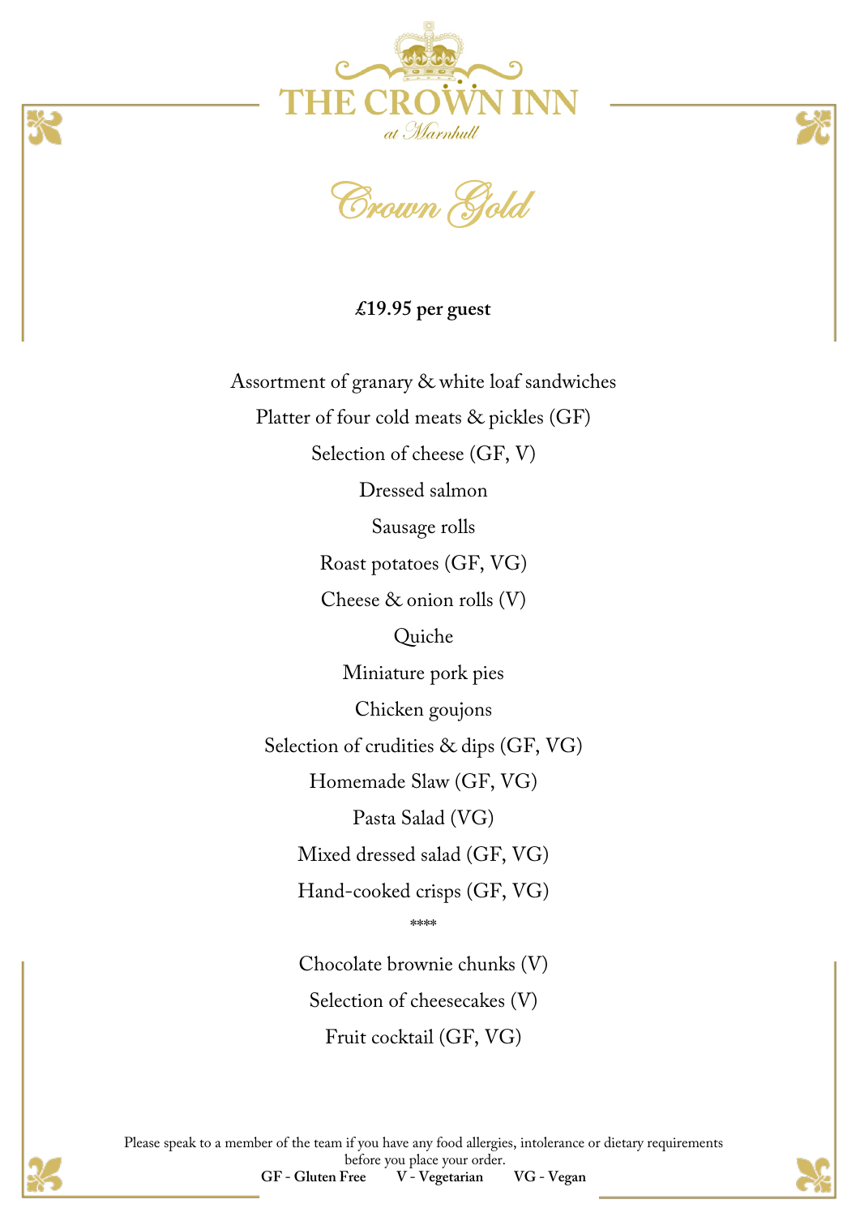# THE CROWN INN

*at Marnhull*

## *Crown Gold*

**£19.95 per guest**

Assortment of granary & white loaf sandwiches

Platter of four cold meats & pickles (GF)

Selection of cheese (GF, V)

Dressed salmon

Sausage rolls

Roast potatoes (GF, VG)

Cheese & onion rolls (V)

Quiche

Miniature pork pies

Chicken goujons

Selection of crudities & dips (GF, VG)

Homemade Slaw (GF, VG)

Pasta Salad (VG)

Mixed dressed salad (GF, VG)

Hand-cooked crisps (GF, VG)

****

Chocolate brownie chunks (V)

Selection of cheesecakes (V)

Fruit cocktail (GF, VG)

Please speak to a member of the team if you have any food allergies, intolerance or dietary requirements before you place your order.

**GF - Gluten Free** **V - Vegetarian** **VG - Vegan**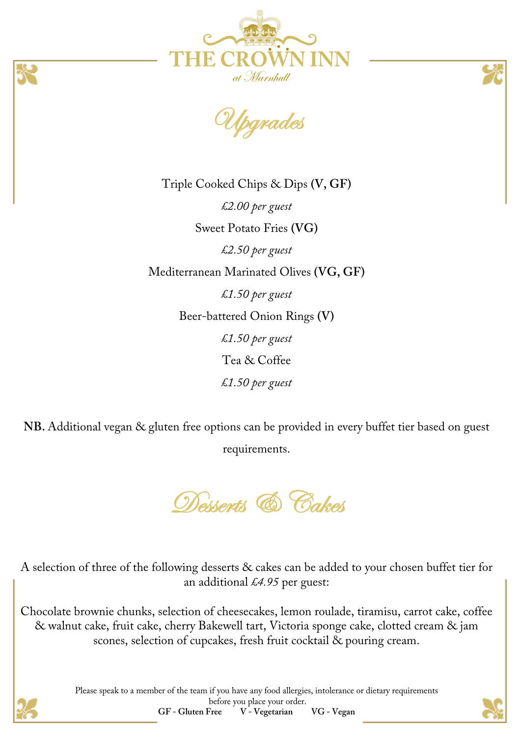# THE CROWN INN

*at Marnhull*

## *Upgrades*

Triple Cooked Chips & Dips **(V, GF)**

*£2.00 per guest*

Sweet Potato Fries **(VG)**

*£2.50 per guest*

Mediterranean Marinated Olives **(VG, GF)**

*£1.50 per guest*

Beer-battered Onion Rings **(V)**

*£1.50 per guest*

Tea & Coffee

*£1.50 per guest*

**NB.** Additional vegan & gluten free options can be provided in every buffet tier based on guest requirements.

## *Desserts & Cakes*

A selection of three of the following desserts & cakes can be added to your chosen buffet tier for an additional *£4.95* per guest:

Chocolate brownie chunks, selection of cheesecakes, lemon roulade, tiramisu, carrot cake, coffee & walnut cake, fruit cake, cherry Bakewell tart, Victoria sponge cake, clotted cream & jam scones, selection of cupcakes, fresh fruit cocktail & pouring cream.

Please speak to a member of the team if you have any food allergies, intolerance or dietary requirements before you place your order.

**GF - Gluten Free** **V - Vegetarian** **VG - Vegan**